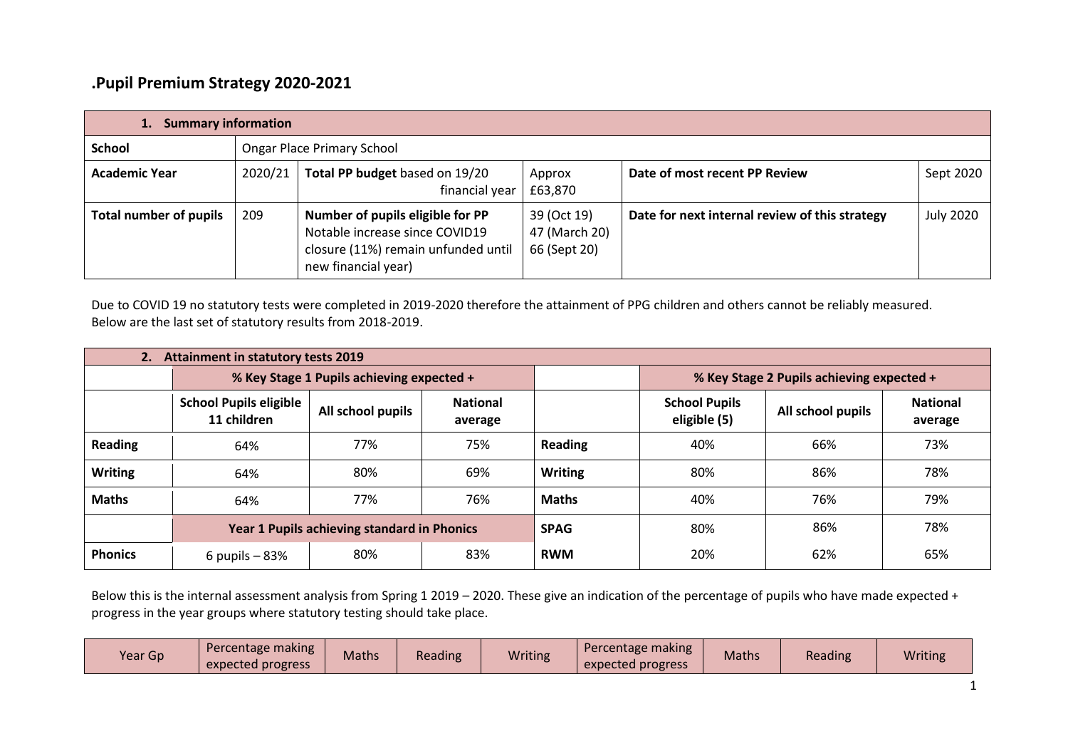# .Pupil Premium Strategy 2020-2021

| **1. Summary information** | | | | | |
|---|---|---|---|---|---|
| **School** | Ongar Place Primary School | | | | |
| **Academic Year** | 2020/21 | **Total PP budget** based on 19/20 financial year | Approx £63,870 | **Date of most recent PP Review** | Sept 2020 |
| **Total number of pupils** | 209 | **Number of pupils eligible for PP** Notable increase since COVID19 closure (11%) remain unfunded until new financial year) | 39 (Oct 19) 47 (March 20) 66 (Sept 20) | **Date for next internal review of this strategy** | July 2020 |

Due to COVID 19 no statutory tests were completed in 2019-2020 therefore the attainment of PPG children and others cannot be reliably measured. Below are the last set of statutory results from 2018-2019.

| **2. Attainment in statutory tests 2019** | | | | | | | |
|---|---|---|---|---|---|---|---|
| | **% Key Stage 1 Pupils achieving expected +** | | | | **% Key Stage 2 Pupils achieving expected +** | | |
| | **School Pupils eligible 11 children** | **All school pupils** | **National average** | | **School Pupils eligible (5)** | **All school pupils** | **National average** |
| **Reading** | 64% | 77% | 75% | **Reading** | 40% | 66% | 73% |
| **Writing** | 64% | 80% | 69% | **Writing** | 80% | 86% | 78% |
| **Maths** | 64% | 77% | 76% | **Maths** | 40% | 76% | 79% |
| | **Year 1 Pupils achieving standard in Phonics** | | | **SPAG** | 80% | 86% | 78% |
| **Phonics** | 6 pupils – 83% | 80% | 83% | **RWM** | 20% | 62% | 65% |

Below this is the internal assessment analysis from Spring 1 2019 – 2020. These give an indication of the percentage of pupils who have made expected + progress in the year groups where statutory testing should take place.

| Year Gp | Percentage making expected progress | Maths | Reading | Writing | Percentage making expected progress | Maths | Reading | Writing |
|---|---|---|---|---|---|---|---|---|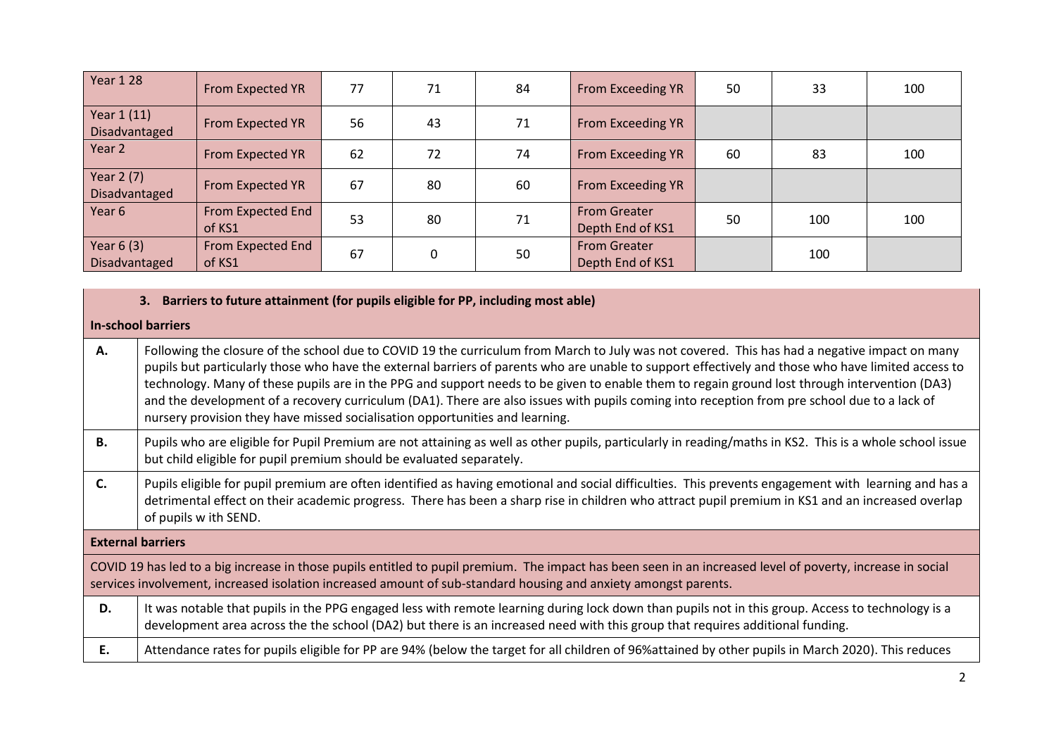| Year 1 28 | From Expected YR | 77 | 71 | 84 | From Exceeding YR | 50 | 33 | 100 |
|---|---|---|---|---|---|---|---|---|
| Year 1 (11) Disadvantaged | From Expected YR | 56 | 43 | 71 | From Exceeding YR | | | |
| Year 2 | From Expected YR | 62 | 72 | 74 | From Exceeding YR | 60 | 83 | 100 |
| Year 2 (7) Disadvantaged | From Expected YR | 67 | 80 | 60 | From Exceeding YR | | | |
| Year 6 | From Expected End of KS1 | 53 | 80 | 71 | From Greater Depth End of KS1 | 50 | 100 | 100 |
| Year 6 (3) Disadvantaged | From Expected End of KS1 | 67 | 0 | 50 | From Greater Depth End of KS1 | | 100 | |

| **3. Barriers to future attainment (for pupils eligible for PP, including most able)** | |
|---|---|
| **In-school barriers** | |
| **A.** | Following the closure of the school due to COVID 19 the curriculum from March to July was not covered. This has had a negative impact on many pupils but particularly those who have the external barriers of parents who are unable to support effectively and those who have limited access to technology. Many of these pupils are in the PPG and support needs to be given to enable them to regain ground lost through intervention (DA3) and the development of a recovery curriculum (DA1). There are also issues with pupils coming into reception from pre school due to a lack of nursery provision they have missed socialisation opportunities and learning. |
| **B.** | Pupils who are eligible for Pupil Premium are not attaining as well as other pupils, particularly in reading/maths in KS2. This is a whole school issue but child eligible for pupil premium should be evaluated separately. |
| **C.** | Pupils eligible for pupil premium are often identified as having emotional and social difficulties. This prevents engagement with learning and has a detrimental effect on their academic progress. There has been a sharp rise in children who attract pupil premium in KS1 and an increased overlap of pupils w ith SEND. |
| **External barriers** | |
| COVID 19 has led to a big increase in those pupils entitled to pupil premium. The impact has been seen in an increased level of poverty, increase in social services involvement, increased isolation increased amount of sub-standard housing and anxiety amongst parents. | |
| **D.** | It was notable that pupils in the PPG engaged less with remote learning during lock down than pupils not in this group. Access to technology is a development area across the the school (DA2) but there is an increased need with this group that requires additional funding. |
| **E.** | Attendance rates for pupils eligible for PP are 94% (below the target for all children of 96%attained by other pupils in March 2020). This reduces |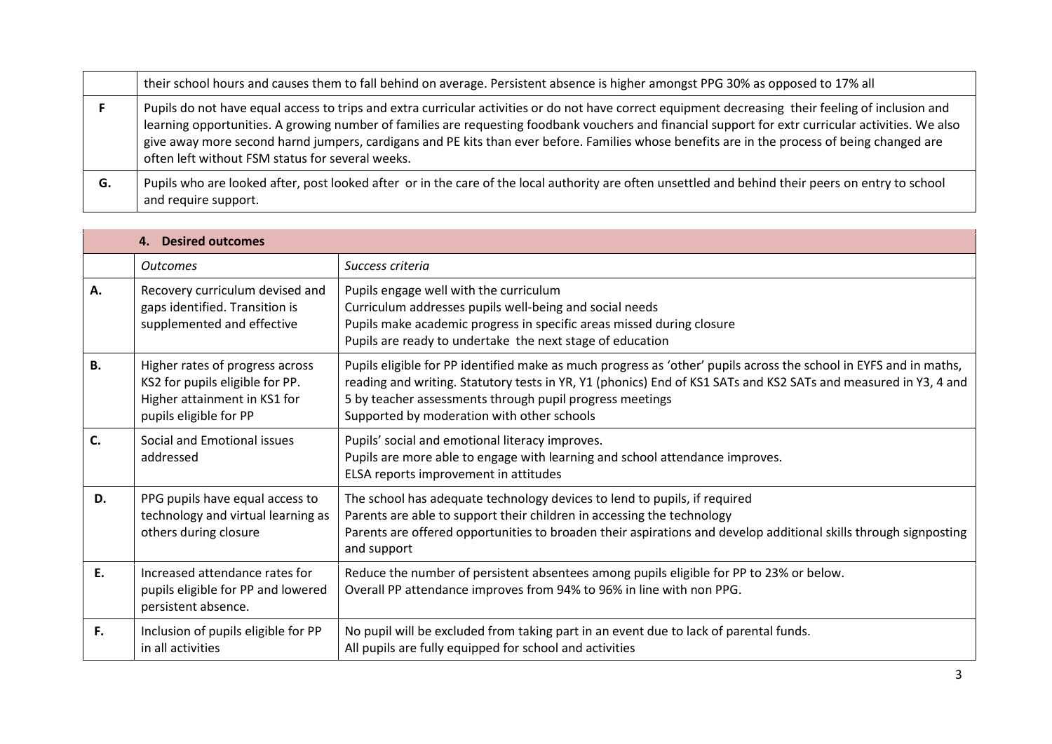| | |
|---|---|
| | their school hours and causes them to fall behind on average. Persistent absence is higher amongst PPG 30% as opposed to 17% all |
| **F** | Pupils do not have equal access to trips and extra curricular activities or do not have correct equipment decreasing their feeling of inclusion and learning opportunities. A growing number of families are requesting foodbank vouchers and financial support for extr curricular activities. We also give away more second harnd jumpers, cardigans and PE kits than ever before. Families whose benefits are in the process of being changed are often left without FSM status for several weeks. |
| **G.** | Pupils who are looked after, post looked after or in the care of the local authority are often unsettled and behind their peers on entry to school and require support. |

| | **4. Desired outcomes** | |
|---|---|---|
| | *Outcomes* | *Success criteria* |
| **A.** | Recovery curriculum devised and gaps identified. Transition is supplemented and effective | Pupils engage well with the curriculum<br>Curriculum addresses pupils well-being and social needs<br>Pupils make academic progress in specific areas missed during closure<br>Pupils are ready to undertake the next stage of education |
| **B.** | Higher rates of progress across KS2 for pupils eligible for PP. Higher attainment in KS1 for pupils eligible for PP | Pupils eligible for PP identified make as much progress as 'other' pupils across the school in EYFS and in maths, reading and writing. Statutory tests in YR, Y1 (phonics) End of KS1 SATs and KS2 SATs and measured in Y3, 4 and 5 by teacher assessments through pupil progress meetings<br>Supported by moderation with other schools |
| **C.** | Social and Emotional issues addressed | Pupils' social and emotional literacy improves.<br>Pupils are more able to engage with learning and school attendance improves.<br>ELSA reports improvement in attitudes |
| **D.** | PPG pupils have equal access to technology and virtual learning as others during closure | The school has adequate technology devices to lend to pupils, if required<br>Parents are able to support their children in accessing the technology<br>Parents are offered opportunities to broaden their aspirations and develop additional skills through signposting and support |
| **E.** | Increased attendance rates for pupils eligible for PP and lowered persistent absence. | Reduce the number of persistent absentees among pupils eligible for PP to 23% or below.<br>Overall PP attendance improves from 94% to 96% in line with non PPG. |
| **F.** | Inclusion of pupils eligible for PP in all activities | No pupil will be excluded from taking part in an event due to lack of parental funds.<br>All pupils are fully equipped for school and activities |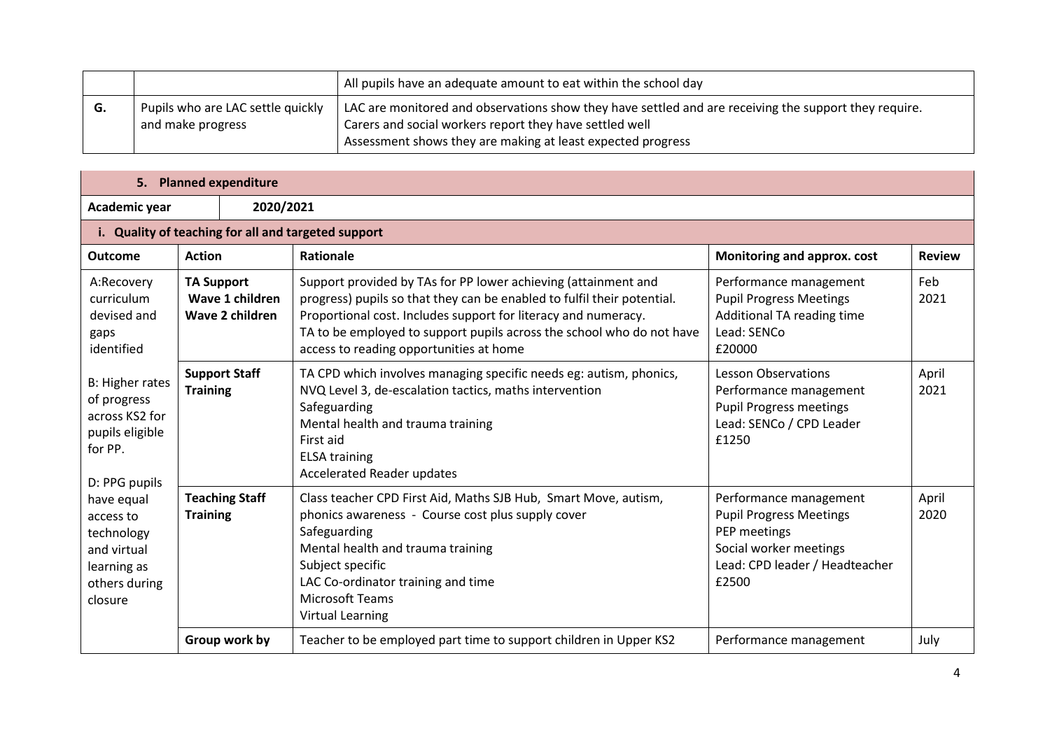| | | |
|---|---|---|
| | | All pupils have an adequate amount to eat within the school day |
| **G.** | Pupils who are LAC settle quickly and make progress | LAC are monitored and observations show they have settled and are receiving the support they require.<br>Carers and social workers report they have settled well<br>Assessment shows they are making at least expected progress |

## 5. Planned expenditure

**Academic year** 2020/2021

### i. Quality of teaching for all and targeted support

| Outcome | Action | Rationale | Monitoring and approx. cost | Review |
|---|---|---|---|---|
| A:Recovery curriculum devised and gaps identified<br><br>B: Higher rates of progress across KS2 for pupils eligible for PP.<br><br>D: PPG pupils have equal access to technology and virtual learning as others during closure | **TA Support**<br>**Wave 1 children**<br>**Wave 2 children** | Support provided by TAs for PP lower achieving (attainment and progress) pupils so that they can be enabled to fulfil their potential. Proportional cost. Includes support for literacy and numeracy.<br>TA to be employed to support pupils across the school who do not have access to reading opportunities at home | Performance management<br>Pupil Progress Meetings<br>Additional TA reading time<br>Lead: SENCo<br>£20000 | Feb 2021 |
| | **Support Staff Training** | TA CPD which involves managing specific needs eg: autism, phonics, NVQ Level 3, de-escalation tactics, maths intervention<br>Safeguarding<br>Mental health and trauma training<br>First aid<br>ELSA training<br>Accelerated Reader updates | Lesson Observations<br>Performance management<br>Pupil Progress meetings<br>Lead: SENCo / CPD Leader<br>£1250 | April 2021 |
| | **Teaching Staff Training** | Class teacher CPD First Aid, Maths SJB Hub, Smart Move, autism, phonics awareness - Course cost plus supply cover<br>Safeguarding<br>Mental health and trauma training<br>Subject specific<br>LAC Co-ordinator training and time<br>Microsoft Teams<br>Virtual Learning | Performance management<br>Pupil Progress Meetings<br>PEP meetings<br>Social worker meetings<br>Lead: CPD leader / Headteacher<br>£2500 | April 2020 |
| | **Group work by** | Teacher to be employed part time to support children in Upper KS2 | Performance management | July |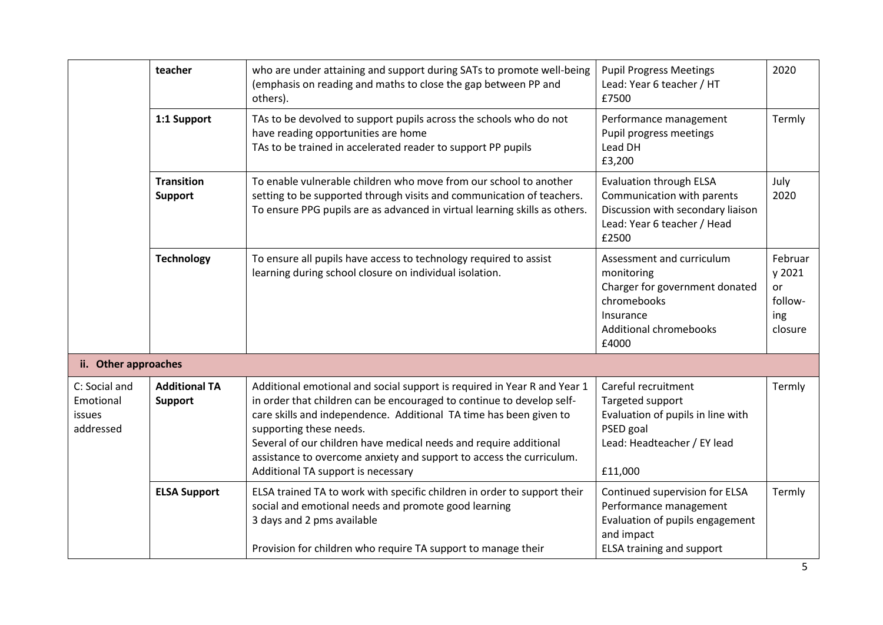| | teacher | who are under attaining and support during SATs to promote well-being (emphasis on reading and maths to close the gap between PP and others). | Pupil Progress Meetings<br>Lead: Year 6 teacher / HT<br>£7500 | 2020 |
|---|---|---|---|---|
| | **1:1 Support** | TAs to be devolved to support pupils across the schools who do not have reading opportunities are home<br>TAs to be trained in accelerated reader to support PP pupils | Performance management<br>Pupil progress meetings<br>Lead DH<br>£3,200 | Termly |
| | **Transition Support** | To enable vulnerable children who move from our school to another setting to be supported through visits and communication of teachers.<br>To ensure PPG pupils are as advanced in virtual learning skills as others. | Evaluation through ELSA<br>Communication with parents<br>Discussion with secondary liaison<br>Lead: Year 6 teacher / Head<br>£2500 | July 2020 |
| | **Technology** | To ensure all pupils have access to technology required to assist learning during school closure on individual isolation. | Assessment and curriculum monitoring<br>Charger for government donated chromebooks<br>Insurance<br>Additional chromebooks<br>£4000 | February 2021 or following closure |
| **ii. Other approaches** | | | | |
| C: Social and Emotional issues addressed | **Additional TA Support** | Additional emotional and social support is required in Year R and Year 1 in order that children can be encouraged to continue to develop self-care skills and independence. Additional TA time has been given to supporting these needs.<br>Several of our children have medical needs and require additional assistance to overcome anxiety and support to access the curriculum. Additional TA support is necessary | Careful recruitment<br>Targeted support<br>Evaluation of pupils in line with PSED goal<br>Lead: Headteacher / EY lead<br><br>£11,000 | Termly |
| | **ELSA Support** | ELSA trained TA to work with specific children in order to support their social and emotional needs and promote good learning<br>3 days and 2 pms available<br><br>Provision for children who require TA support to manage their | Continued supervision for ELSA<br>Performance management<br>Evaluation of pupils engagement and impact<br>ELSA training and support | Termly |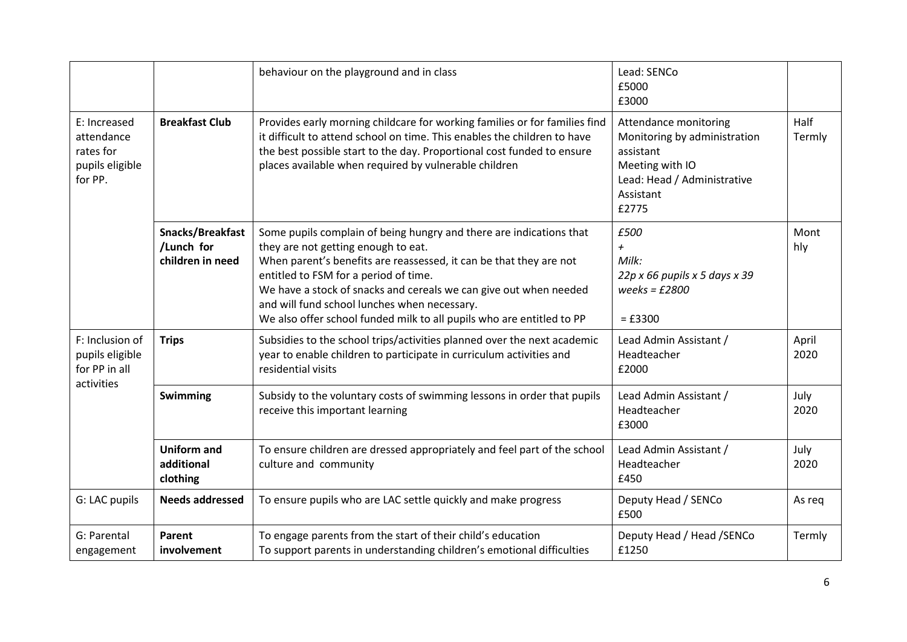| | | | | |
|---|---|---|---|---|
| | | behaviour on the playground and in class | Lead: SENCo<br>£5000<br>£3000 | |
| E: Increased attendance rates for pupils eligible for PP. | **Breakfast Club** | Provides early morning childcare for working families or for families find it difficult to attend school on time. This enables the children to have the best possible start to the day. Proportional cost funded to ensure places available when required by vulnerable children | Attendance monitoring<br>Monitoring by administration assistant<br>Meeting with IO<br>Lead: Head / Administrative Assistant<br>£2775 | Half Termly |
| | **Snacks/Breakfast /Lunch for children in need** | Some pupils complain of being hungry and there are indications that they are not getting enough to eat.<br>When parent's benefits are reassessed, it can be that they are not entitled to FSM for a period of time.<br>We have a stock of snacks and cereals we can give out when needed and will fund school lunches when necessary.<br>We also offer school funded milk to all pupils who are entitled to PP | *£500*<br>*+*<br>*Milk:*<br>*22p x 66 pupils x 5 days x 39 weeks = £2800*<br>= £3300 | Monthly |
| F: Inclusion of pupils eligible for PP in all activities | **Trips** | Subsidies to the school trips/activities planned over the next academic year to enable children to participate in curriculum activities and residential visits | Lead Admin Assistant / Headteacher<br>£2000 | April 2020 |
| | **Swimming** | Subsidy to the voluntary costs of swimming lessons in order that pupils receive this important learning | Lead Admin Assistant / Headteacher<br>£3000 | July 2020 |
| | **Uniform and additional clothing** | To ensure children are dressed appropriately and feel part of the school culture and community | Lead Admin Assistant / Headteacher<br>£450 | July 2020 |
| G: LAC pupils | **Needs addressed** | To ensure pupils who are LAC settle quickly and make progress | Deputy Head / SENCo<br>£500 | As req |
| G: Parental engagement | **Parent involvement** | To engage parents from the start of their child's education<br>To support parents in understanding children's emotional difficulties | Deputy Head / Head /SENCo<br>£1250 | Termly |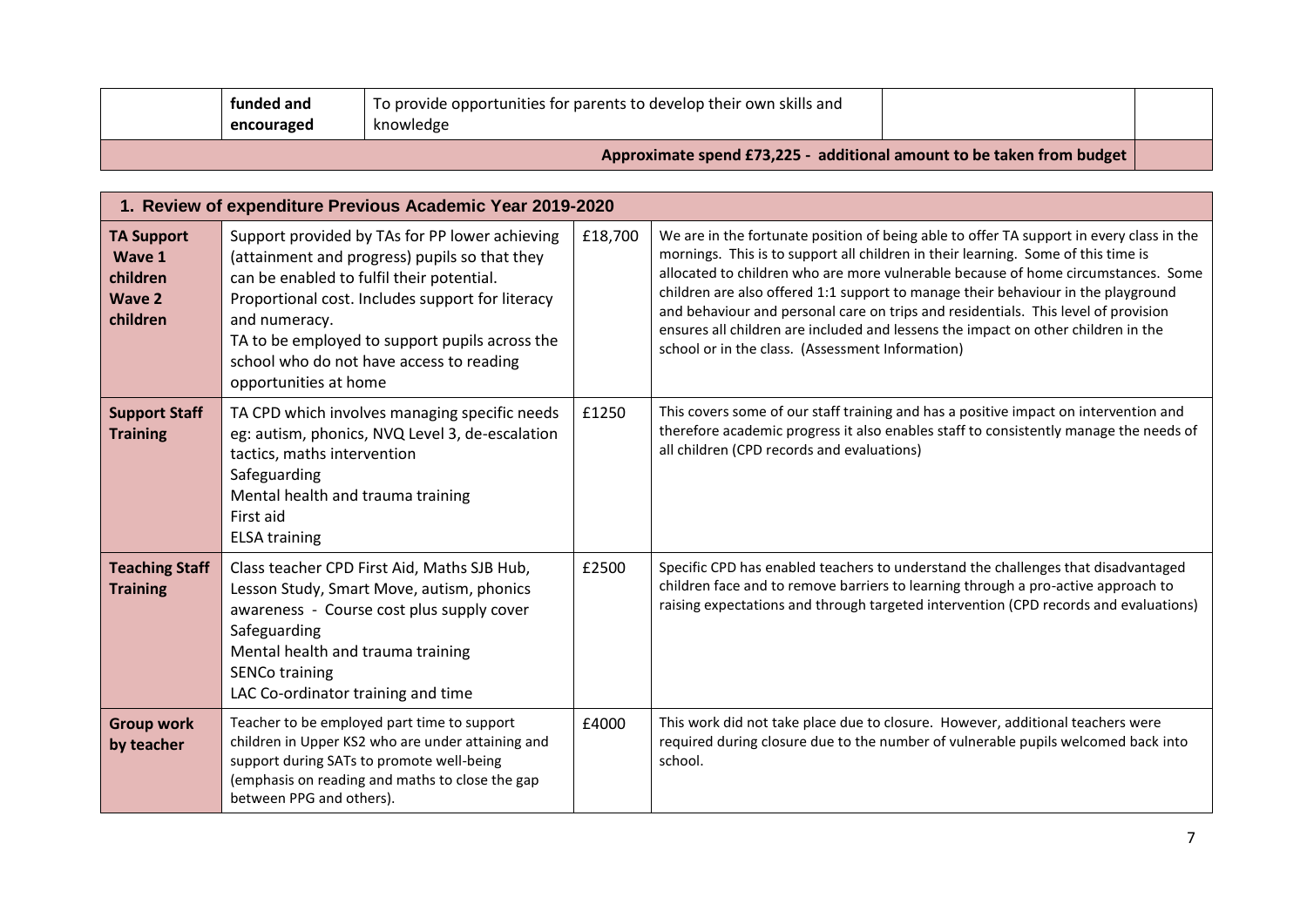| | funded and encouraged | To provide opportunities for parents to develop their own skills and knowledge | | |
|---|---|---|---|---|
| Approximate spend £73,225 - additional amount to be taken from budget | | | | |

| 1. Review of expenditure Previous Academic Year 2019-2020 | | | |
|---|---|---|---|
| **TA Support Wave 1 children Wave 2 children** | Support provided by TAs for PP lower achieving (attainment and progress) pupils so that they can be enabled to fulfil their potential.<br>Proportional cost. Includes support for literacy and numeracy.<br>TA to be employed to support pupils across the school who do not have access to reading opportunities at home | £18,700 | We are in the fortunate position of being able to offer TA support in every class in the mornings. This is to support all children in their learning. Some of this time is allocated to children who are more vulnerable because of home circumstances. Some children are also offered 1:1 support to manage their behaviour in the playground and behaviour and personal care on trips and residentials. This level of provision ensures all children are included and lessens the impact on other children in the school or in the class. (Assessment Information) |
| **Support Staff Training** | TA CPD which involves managing specific needs eg: autism, phonics, NVQ Level 3, de-escalation tactics, maths intervention<br>Safeguarding<br>Mental health and trauma training<br>First aid<br>ELSA training | £1250 | This covers some of our staff training and has a positive impact on intervention and therefore academic progress it also enables staff to consistently manage the needs of all children (CPD records and evaluations) |
| **Teaching Staff Training** | Class teacher CPD First Aid, Maths SJB Hub, Lesson Study, Smart Move, autism, phonics awareness - Course cost plus supply cover<br>Safeguarding<br>Mental health and trauma training<br>SENCo training<br>LAC Co-ordinator training and time | £2500 | Specific CPD has enabled teachers to understand the challenges that disadvantaged children face and to remove barriers to learning through a pro-active approach to raising expectations and through targeted intervention (CPD records and evaluations) |
| **Group work by teacher** | Teacher to be employed part time to support children in Upper KS2 who are under attaining and support during SATs to promote well-being (emphasis on reading and maths to close the gap between PPG and others). | £4000 | This work did not take place due to closure. However, additional teachers were required during closure due to the number of vulnerable pupils welcomed back into school. |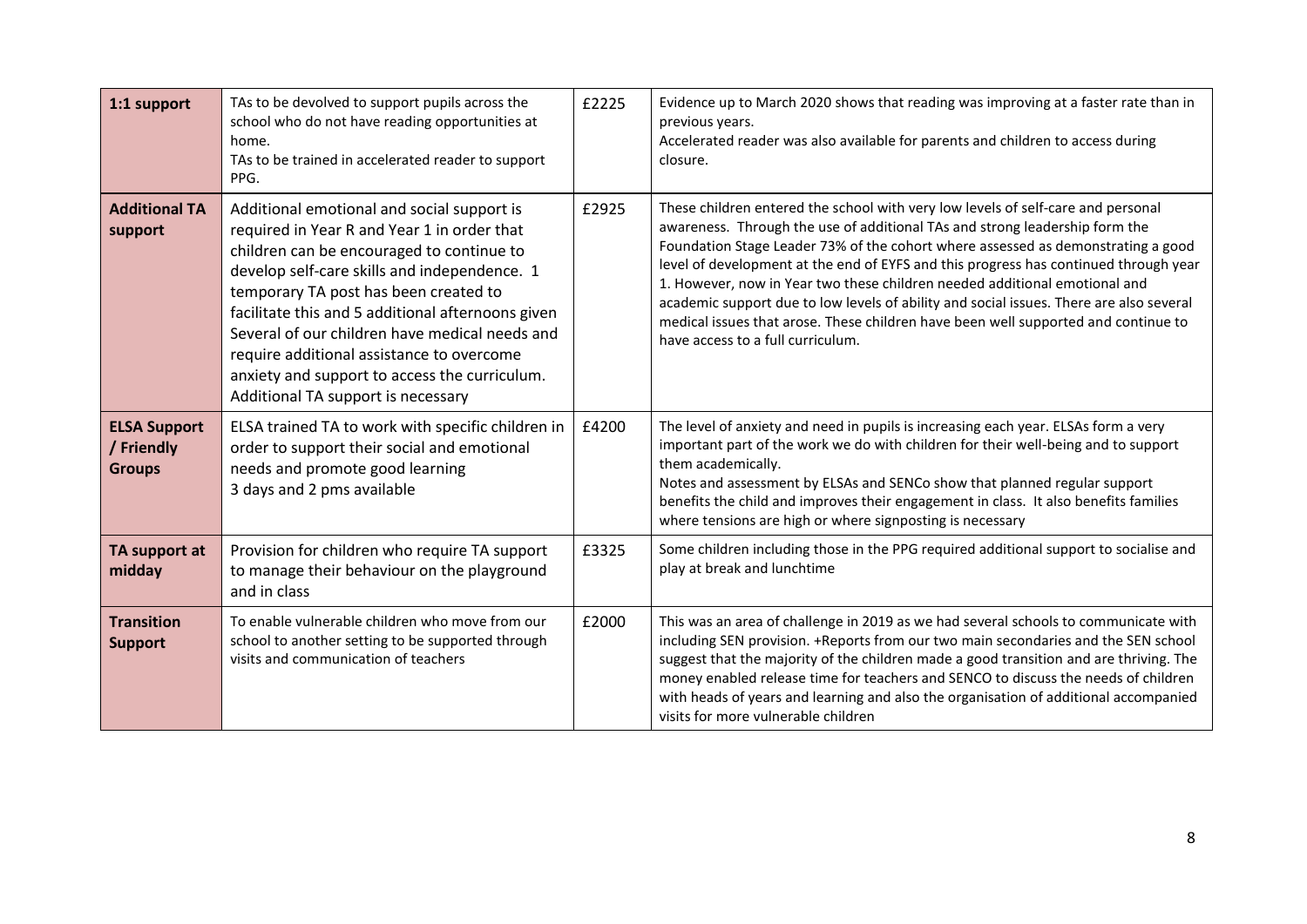| | | | |
|---|---|---|---|
| **1:1 support** | TAs to be devolved to support pupils across the school who do not have reading opportunities at home.<br>TAs to be trained in accelerated reader to support PPG. | £2225 | Evidence up to March 2020 shows that reading was improving at a faster rate than in previous years.<br>Accelerated reader was also available for parents and children to access during closure. |
| **Additional TA support** | Additional emotional and social support is required in Year R and Year 1 in order that children can be encouraged to continue to develop self-care skills and independence. 1 temporary TA post has been created to facilitate this and 5 additional afternoons given Several of our children have medical needs and require additional assistance to overcome anxiety and support to access the curriculum. Additional TA support is necessary | £2925 | These children entered the school with very low levels of self-care and personal awareness. Through the use of additional TAs and strong leadership form the Foundation Stage Leader 73% of the cohort where assessed as demonstrating a good level of development at the end of EYFS and this progress has continued through year 1. However, now in Year two these children needed additional emotional and academic support due to low levels of ability and social issues. There are also several medical issues that arose. These children have been well supported and continue to have access to a full curriculum. |
| **ELSA Support / Friendly Groups** | ELSA trained TA to work with specific children in order to support their social and emotional needs and promote good learning<br>3 days and 2 pms available | £4200 | The level of anxiety and need in pupils is increasing each year. ELSAs form a very important part of the work we do with children for their well-being and to support them academically.<br>Notes and assessment by ELSAs and SENCo show that planned regular support benefits the child and improves their engagement in class. It also benefits families where tensions are high or where signposting is necessary |
| **TA support at midday** | Provision for children who require TA support to manage their behaviour on the playground and in class | £3325 | Some children including those in the PPG required additional support to socialise and play at break and lunchtime |
| **Transition Support** | To enable vulnerable children who move from our school to another setting to be supported through visits and communication of teachers | £2000 | This was an area of challenge in 2019 as we had several schools to communicate with including SEN provision. +Reports from our two main secondaries and the SEN school suggest that the majority of the children made a good transition and are thriving. The money enabled release time for teachers and SENCO to discuss the needs of children with heads of years and learning and also the organisation of additional accompanied visits for more vulnerable children |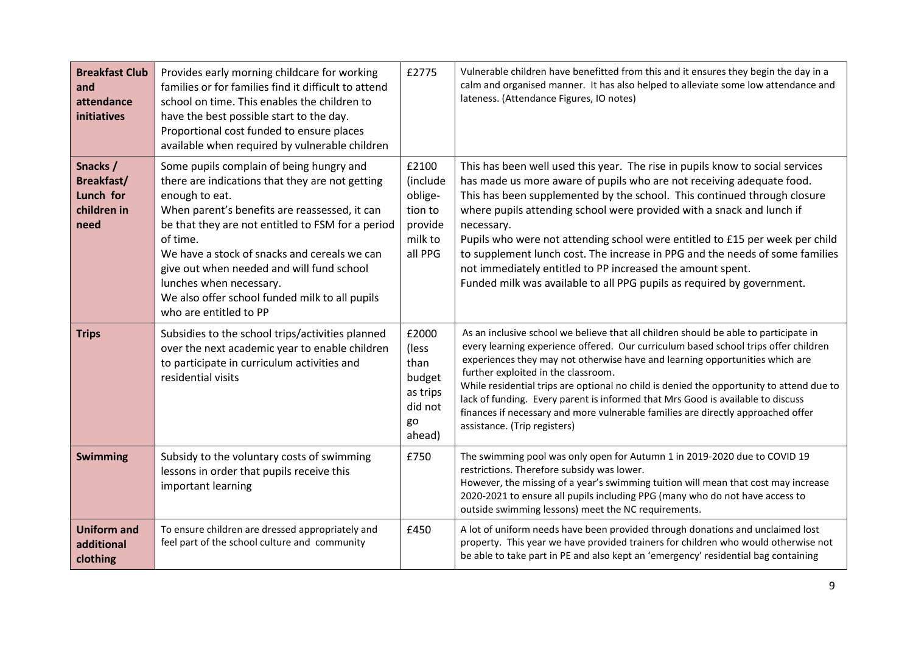| **Breakfast Club and attendance initiatives** | Provides early morning childcare for working families or for families find it difficult to attend school on time. This enables the children to have the best possible start to the day. Proportional cost funded to ensure places available when required by vulnerable children | £2775 | Vulnerable children have benefitted from this and it ensures they begin the day in a calm and organised manner. It has also helped to alleviate some low attendance and lateness. (Attendance Figures, IO notes) |
|---|---|---|---|
| **Snacks / Breakfast/ Lunch for children in need** | Some pupils complain of being hungry and there are indications that they are not getting enough to eat.<br>When parent's benefits are reassessed, it can be that they are not entitled to FSM for a period of time.<br>We have a stock of snacks and cereals we can give out when needed and will fund school lunches when necessary.<br>We also offer school funded milk to all pupils who are entitled to PP | £2100 (include oblige-tion to provide milk to all PPG | This has been well used this year. The rise in pupils know to social services has made us more aware of pupils who are not receiving adequate food. This has been supplemented by the school. This continued through closure where pupils attending school were provided with a snack and lunch if necessary.<br>Pupils who were not attending school were entitled to £15 per week per child to supplement lunch cost. The increase in PPG and the needs of some families not immediately entitled to PP increased the amount spent.<br>Funded milk was available to all PPG pupils as required by government. |
| **Trips** | Subsidies to the school trips/activities planned over the next academic year to enable children to participate in curriculum activities and residential visits | £2000 (less than budget as trips did not go ahead) | As an inclusive school we believe that all children should be able to participate in every learning experience offered. Our curriculum based school trips offer children experiences they may not otherwise have and learning opportunities which are further exploited in the classroom.<br>While residential trips are optional no child is denied the opportunity to attend due to lack of funding. Every parent is informed that Mrs Good is available to discuss finances if necessary and more vulnerable families are directly approached offer assistance. (Trip registers) |
| **Swimming** | Subsidy to the voluntary costs of swimming lessons in order that pupils receive this important learning | £750 | The swimming pool was only open for Autumn 1 in 2019-2020 due to COVID 19 restrictions. Therefore subsidy was lower.<br>However, the missing of a year's swimming tuition will mean that cost may increase 2020-2021 to ensure all pupils including PPG (many who do not have access to outside swimming lessons) meet the NC requirements. |
| **Uniform and additional clothing** | To ensure children are dressed appropriately and feel part of the school culture and community | £450 | A lot of uniform needs have been provided through donations and unclaimed lost property. This year we have provided trainers for children who would otherwise not be able to take part in PE and also kept an 'emergency' residential bag containing |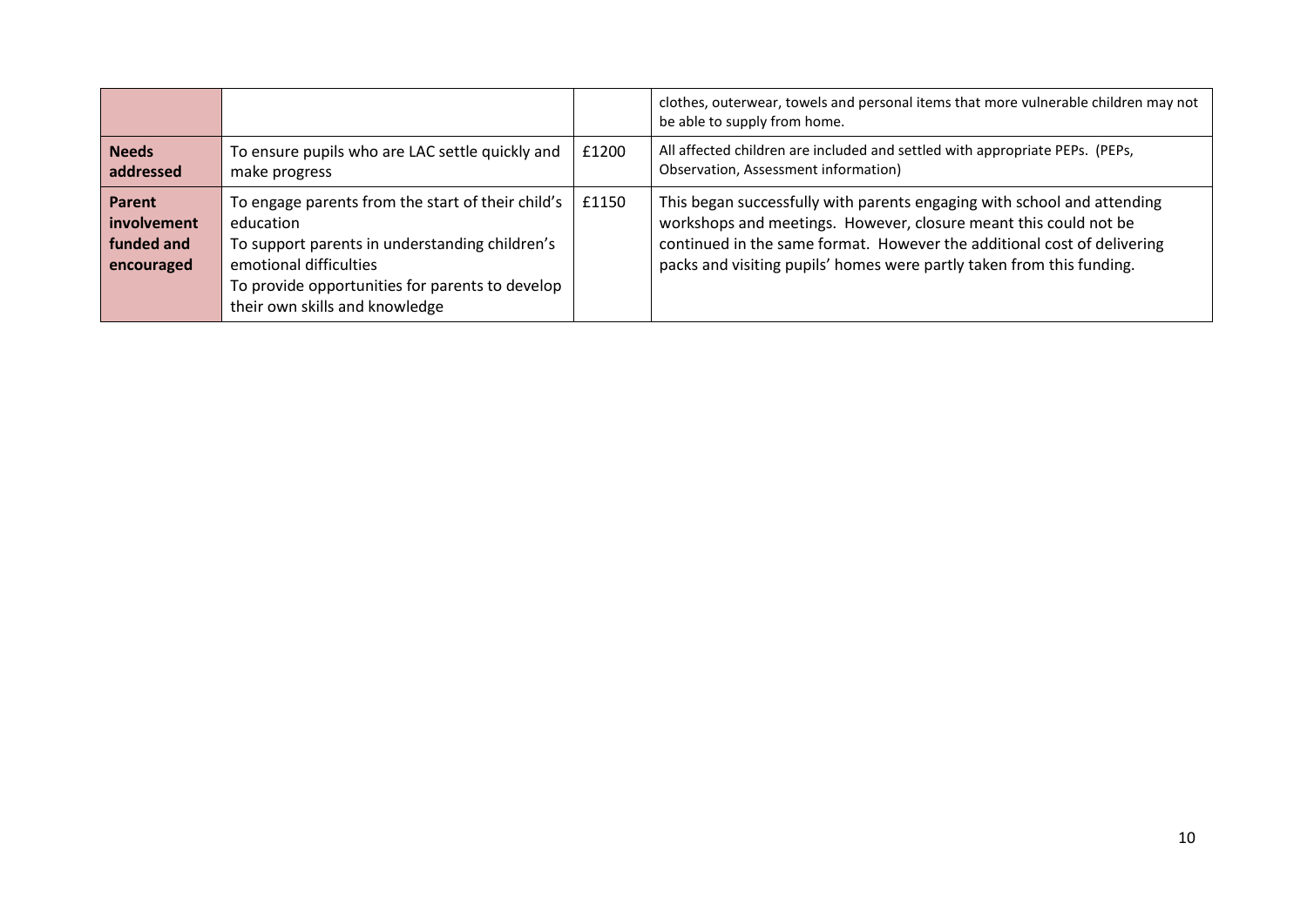| | | | |
|---|---|---|---|
| | | | clothes, outerwear, towels and personal items that more vulnerable children may not be able to supply from home. |
| **Needs addressed** | To ensure pupils who are LAC settle quickly and make progress | £1200 | All affected children are included and settled with appropriate PEPs. (PEPs, Observation, Assessment information) |
| **Parent involvement funded and encouraged** | To engage parents from the start of their child's education<br>To support parents in understanding children's emotional difficulties<br>To provide opportunities for parents to develop their own skills and knowledge | £1150 | This began successfully with parents engaging with school and attending workshops and meetings. However, closure meant this could not be continued in the same format. However the additional cost of delivering packs and visiting pupils' homes were partly taken from this funding. |